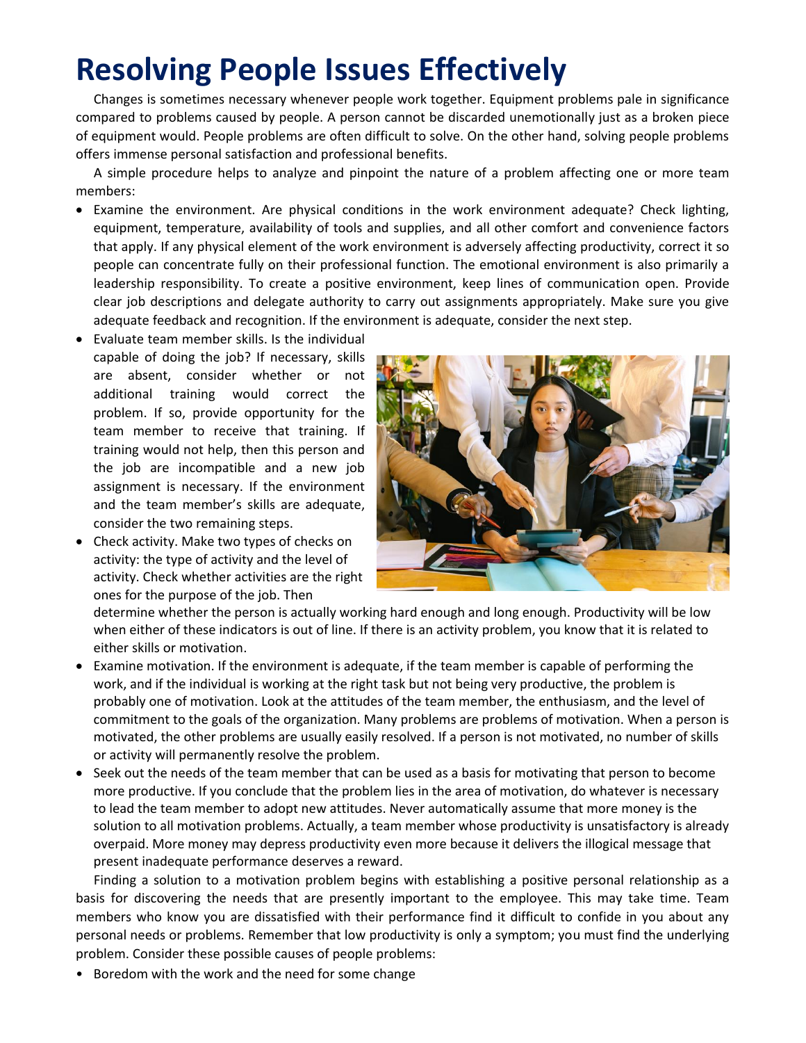# Resolving People Issues Effectively

Changes is sometimes necessary whenever people work together. Equipment problems pale in significance compared to problems caused by people. A person cannot be discarded unemotionally just as a broken piece of equipment would. People problems are often difficult to solve. On the other hand, solving people problems offers immense personal satisfaction and professional benefits.

A simple procedure helps to analyze and pinpoint the nature of a problem affecting one or more team members:

- Examine the environment. Are physical conditions in the work environment adequate? Check lighting, equipment, temperature, availability of tools and supplies, and all other comfort and convenience factors that apply. If any physical element of the work environment is adversely affecting productivity, correct it so people can concentrate fully on their professional function. The emotional environment is also primarily a leadership responsibility. To create a positive environment, keep lines of communication open. Provide clear job descriptions and delegate authority to carry out assignments appropriately. Make sure you give adequate feedback and recognition. If the environment is adequate, consider the next step.
- Evaluate team member skills. Is the individual capable of doing the job? If necessary, skills are absent, consider whether or not additional training would correct the problem. If so, provide opportunity for the team member to receive that training. If training would not help, then this person and the job are incompatible and a new job assignment is necessary. If the environment and the team member's skills are adequate, consider the two remaining steps.
- Check activity. Make two types of checks on activity: the type of activity and the level of activity. Check whether activities are the right ones for the purpose of the job. Then determine whether the person is actually working hard enough and long enough. Productivity will be low when either of these indicators is out of line. If there is an activity problem, you know that it is related to either skills or motivation.
- Examine motivation. If the environment is adequate, if the team member is capable of performing the work, and if the individual is working at the right task but not being very productive, the problem is probably one of motivation. Look at the attitudes of the team member, the enthusiasm, and the level of commitment to the goals of the organization. Many problems are problems of motivation. When a person is motivated, the other problems are usually easily resolved. If a person is not motivated, no number of skills or activity will permanently resolve the problem.
- Seek out the needs of the team member that can be used as a basis for motivating that person to become more productive. If you conclude that the problem lies in the area of motivation, do whatever is necessary to lead the team member to adopt new attitudes. Never automatically assume that more money is the solution to all motivation problems. Actually, a team member whose productivity is unsatisfactory is already overpaid. More money may depress productivity even more because it delivers the illogical message that present inadequate performance deserves a reward.

Finding a solution to a motivation problem begins with establishing a positive personal relationship as a basis for discovering the needs that are presently important to the employee. This may take time. Team members who know you are dissatisfied with their performance find it difficult to confide in you about any personal needs or problems. Remember that low productivity is only a symptom; you must find the underlying problem. Consider these possible causes of people problems:

- Boredom with the work and the need for some change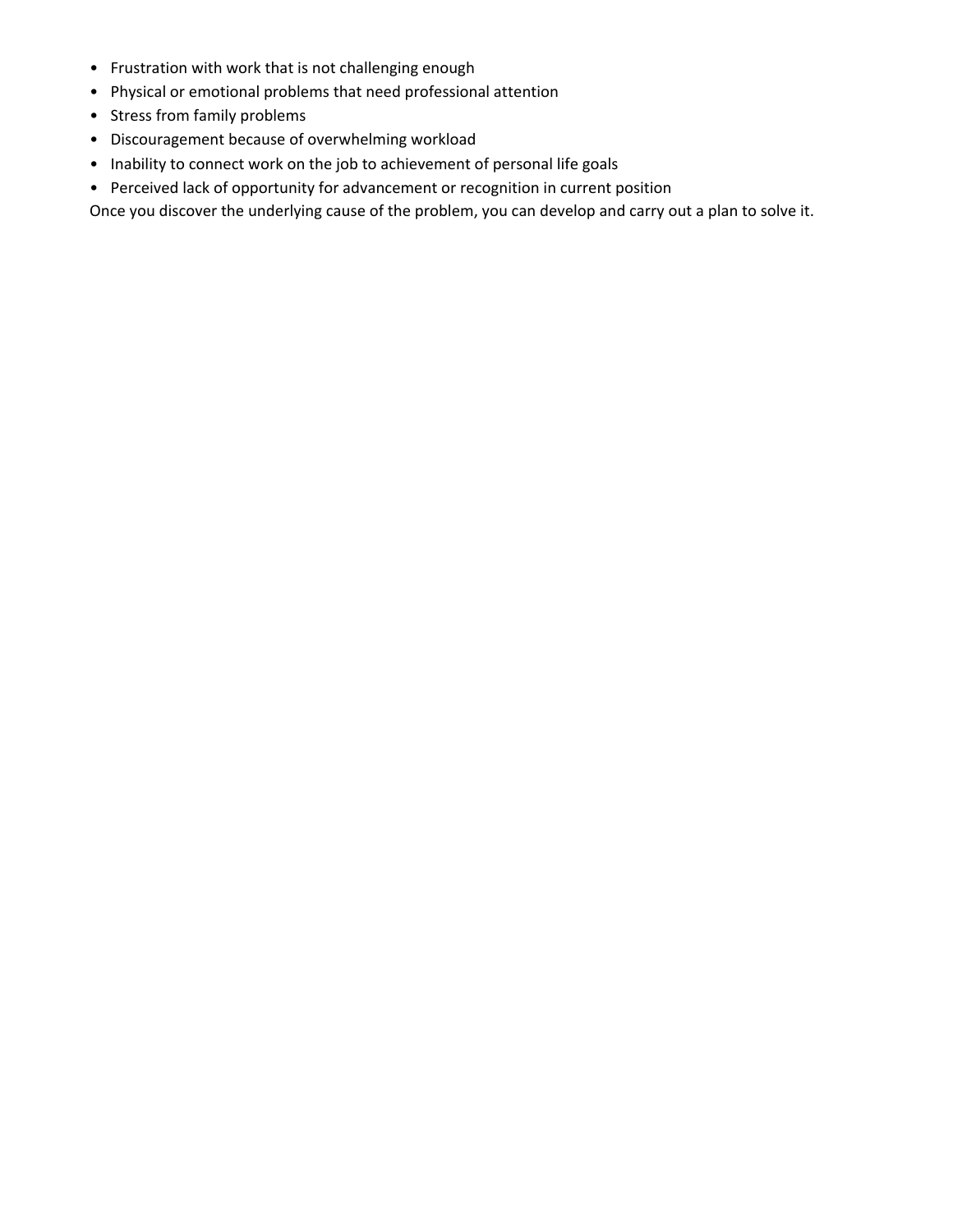- Frustration with work that is not challenging enough
- Physical or emotional problems that need professional attention
- Stress from family problems
- Discouragement because of overwhelming workload
- Inability to connect work on the job to achievement of personal life goals
- Perceived lack of opportunity for advancement or recognition in current position

Once you discover the underlying cause of the problem, you can develop and carry out a plan to solve it.